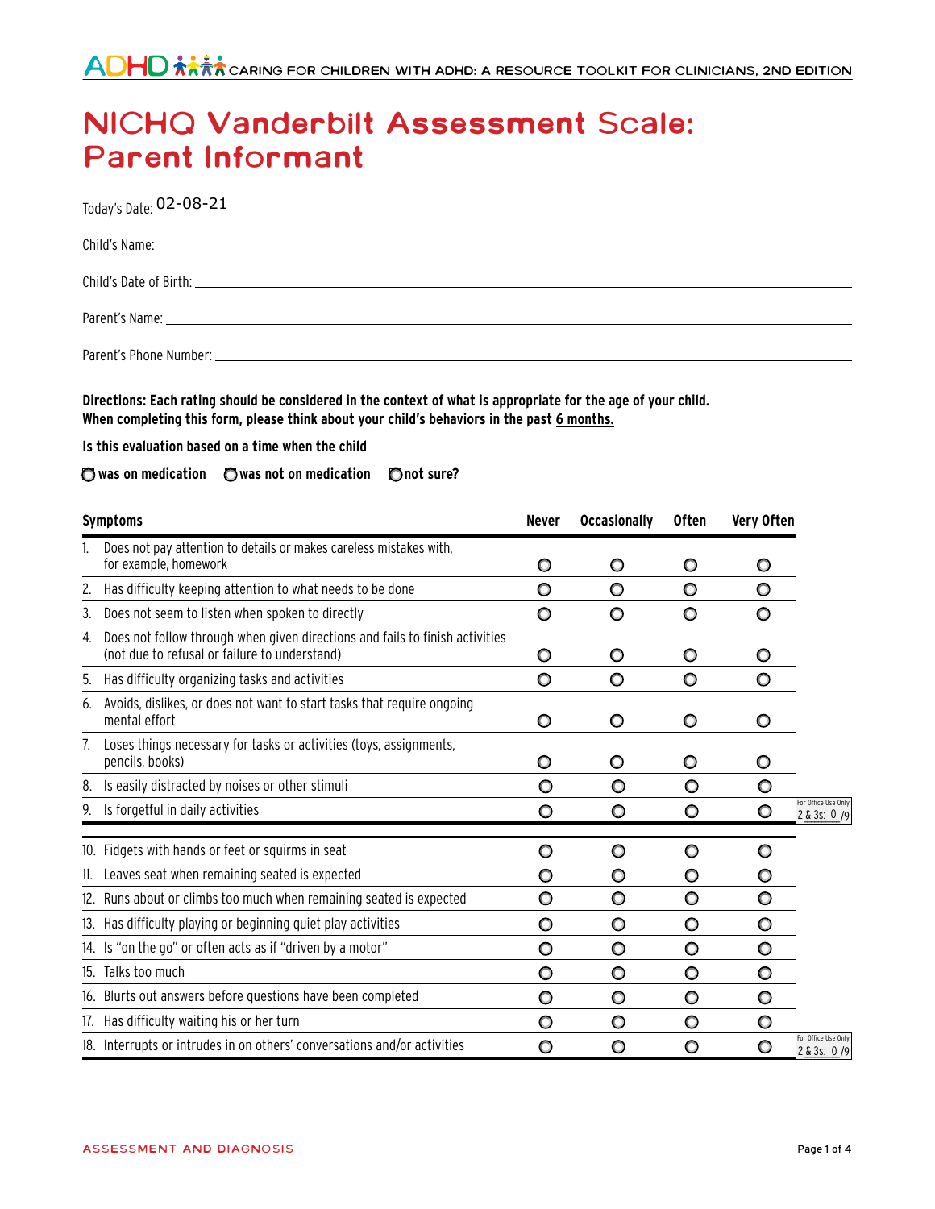# NICHQ Vanderbilt Assessment Scale: Parent Informant

Today's Date: 02-08-21

Child's Name: ___

Child's Date of Birth: ___

Parent's Name: ___

Parent's Phone Number: ___

**Directions: Each rating should be considered in the context of what is appropriate for the age of your child. When completing this form, please think about your child's behaviors in the past 6 months.**

**Is this evaluation based on a time when the child**

○ **was on medication** ○ **was not on medication** ○ **not sure?**

| Symptoms | Never | Occasionally | Often | Very Often | |
|---|---|---|---|---|---|
| 1. Does not pay attention to details or makes careless mistakes with, for example, homework | ○ | ○ | ○ | ○ | |
| 2. Has difficulty keeping attention to what needs to be done | ○ | ○ | ○ | ○ | |
| 3. Does not seem to listen when spoken to directly | ○ | ○ | ○ | ○ | |
| 4. Does not follow through when given directions and fails to finish activities (not due to refusal or failure to understand) | ○ | ○ | ○ | ○ | |
| 5. Has difficulty organizing tasks and activities | ○ | ○ | ○ | ○ | |
| 6. Avoids, dislikes, or does not want to start tasks that require ongoing mental effort | ○ | ○ | ○ | ○ | |
| 7. Loses things necessary for tasks or activities (toys, assignments, pencils, books) | ○ | ○ | ○ | ○ | |
| 8. Is easily distracted by noises or other stimuli | ○ | ○ | ○ | ○ | |
| 9. Is forgetful in daily activities | ○ | ○ | ○ | ○ | For Office Use Only 2 & 3s: 0 /9 |
| 10. Fidgets with hands or feet or squirms in seat | ○ | ○ | ○ | ○ | |
| 11. Leaves seat when remaining seated is expected | ○ | ○ | ○ | ○ | |
| 12. Runs about or climbs too much when remaining seated is expected | ○ | ○ | ○ | ○ | |
| 13. Has difficulty playing or beginning quiet play activities | ○ | ○ | ○ | ○ | |
| 14. Is "on the go" or often acts as if "driven by a motor" | ○ | ○ | ○ | ○ | |
| 15. Talks too much | ○ | ○ | ○ | ○ | |
| 16. Blurts out answers before questions have been completed | ○ | ○ | ○ | ○ | |
| 17. Has difficulty waiting his or her turn | ○ | ○ | ○ | ○ | |
| 18. Interrupts or intrudes in on others' conversations and/or activities | ○ | ○ | ○ | ○ | For Office Use Only 2 & 3s: 0 /9 |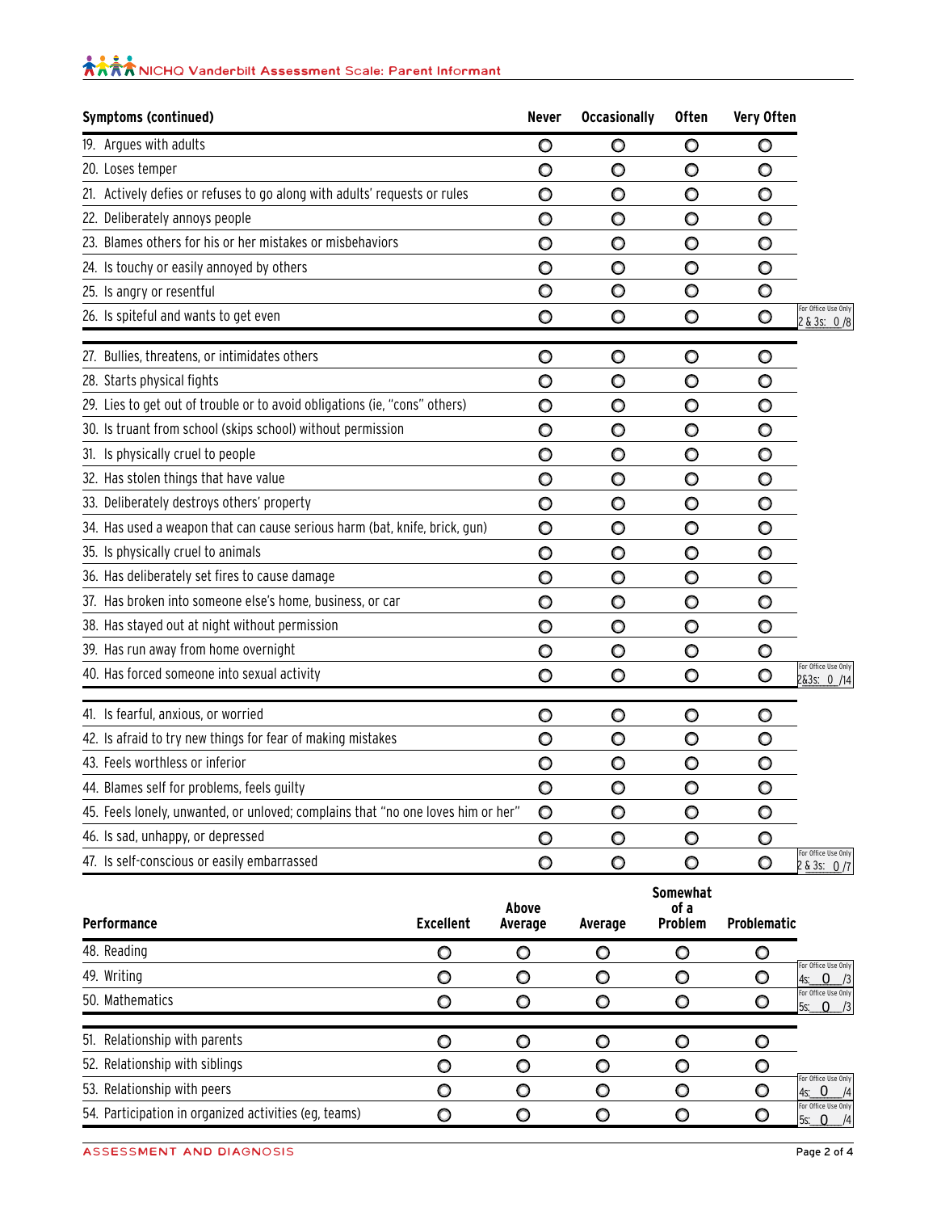## NICHQ Vanderbilt Assessment Scale: Parent Informant

| Symptoms (continued) | Never | Occasionally | Often | Very Often | |
|---|---|---|---|---|---|
| 19. Argues with adults | O | O | O | O | |
| 20. Loses temper | O | O | O | O | |
| 21. Actively defies or refuses to go along with adults' requests or rules | O | O | O | O | |
| 22. Deliberately annoys people | O | O | O | O | |
| 23. Blames others for his or her mistakes or misbehaviors | O | O | O | O | |
| 24. Is touchy or easily annoyed by others | O | O | O | O | |
| 25. Is angry or resentful | O | O | O | O | |
| 26. Is spiteful and wants to get even | O | O | O | O | For Office Use Only 2 & 3s: 0 /8 |
| 27. Bullies, threatens, or intimidates others | O | O | O | O | |
| 28. Starts physical fights | O | O | O | O | |
| 29. Lies to get out of trouble or to avoid obligations (ie, "cons" others) | O | O | O | O | |
| 30. Is truant from school (skips school) without permission | O | O | O | O | |
| 31. Is physically cruel to people | O | O | O | O | |
| 32. Has stolen things that have value | O | O | O | O | |
| 33. Deliberately destroys others' property | O | O | O | O | |
| 34. Has used a weapon that can cause serious harm (bat, knife, brick, gun) | O | O | O | O | |
| 35. Is physically cruel to animals | O | O | O | O | |
| 36. Has deliberately set fires to cause damage | O | O | O | O | |
| 37. Has broken into someone else's home, business, or car | O | O | O | O | |
| 38. Has stayed out at night without permission | O | O | O | O | |
| 39. Has run away from home overnight | O | O | O | O | |
| 40. Has forced someone into sexual activity | O | O | O | O | For Office Use Only 2&3s: 0 /14 |
| 41. Is fearful, anxious, or worried | O | O | O | O | |
| 42. Is afraid to try new things for fear of making mistakes | O | O | O | O | |
| 43. Feels worthless or inferior | O | O | O | O | |
| 44. Blames self for problems, feels guilty | O | O | O | O | |
| 45. Feels lonely, unwanted, or unloved; complains that "no one loves him or her" | O | O | O | O | |
| 46. Is sad, unhappy, or depressed | O | O | O | O | |
| 47. Is self-conscious or easily embarrassed | O | O | O | O | For Office Use Only 2 & 3s: 0 /7 |

| Performance | Excellent | Above Average | Average | Somewhat of a Problem | Problematic | |
|---|---|---|---|---|---|---|
| 48. Reading | O | O | O | O | O | |
| 49. Writing | O | O | O | O | O | For Office Use Only 4s: 0 /3 |
| 50. Mathematics | O | O | O | O | O | For Office Use Only 5s: 0 /3 |
| 51. Relationship with parents | O | O | O | O | O | |
| 52. Relationship with siblings | O | O | O | O | O | |
| 53. Relationship with peers | O | O | O | O | O | For Office Use Only 4s: 0 /4 |
| 54. Participation in organized activities (eg, teams) | O | O | O | O | O | For Office Use Only 5s: 0 /4 |

ASSESSMENT AND DIAGNOSIS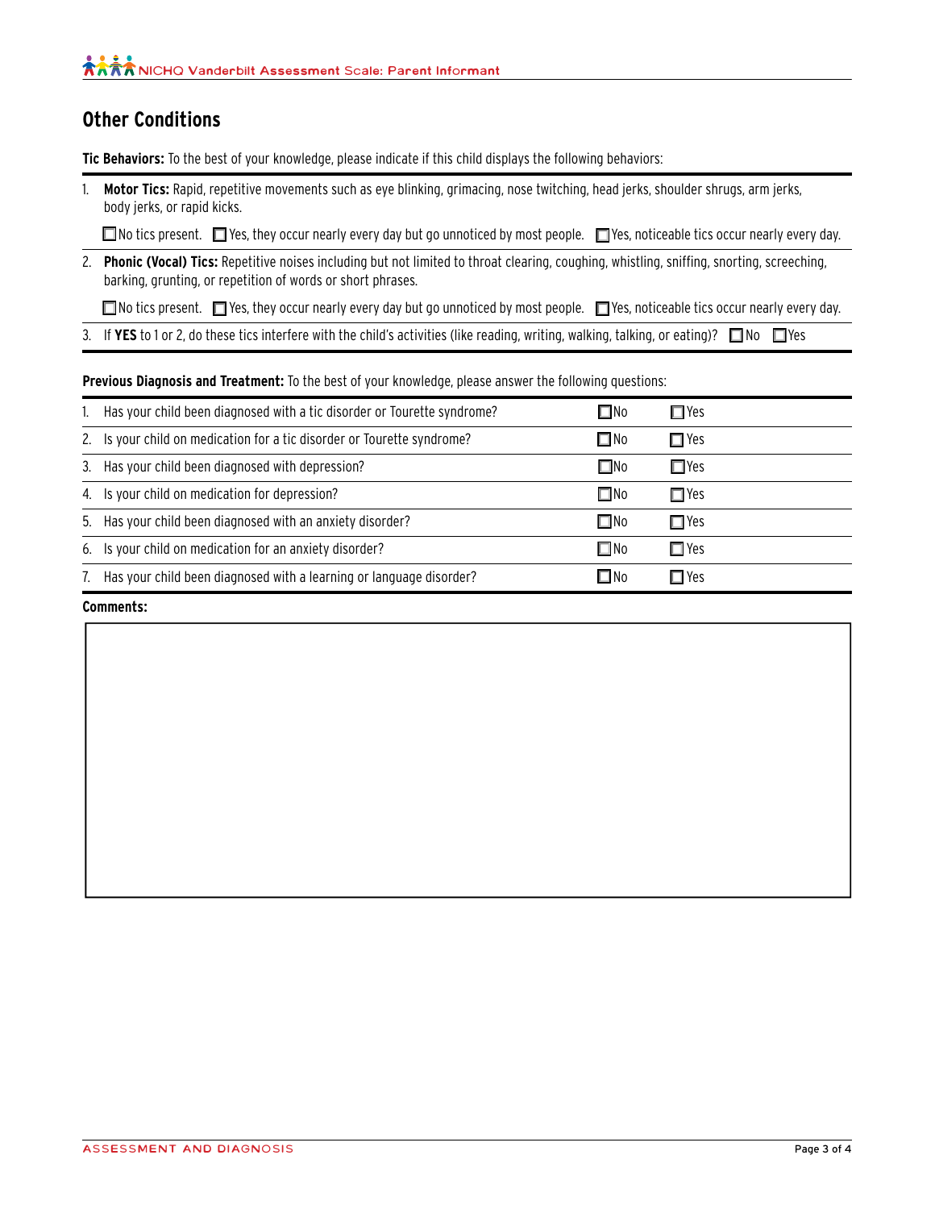## Other Conditions

**Tic Behaviors:** To the best of your knowledge, please indicate if this child displays the following behaviors:

1. **Motor Tics:** Rapid, repetitive movements such as eye blinking, grimacing, nose twitching, head jerks, shoulder shrugs, arm jerks, body jerks, or rapid kicks.

   ☐ No tics present. ☐ Yes, they occur nearly every day but go unnoticed by most people. ☐ Yes, noticeable tics occur nearly every day.

2. **Phonic (Vocal) Tics:** Repetitive noises including but not limited to throat clearing, coughing, whistling, sniffing, snorting, screeching, barking, grunting, or repetition of words or short phrases.

   ☐ No tics present. ☐ Yes, they occur nearly every day but go unnoticed by most people. ☐ Yes, noticeable tics occur nearly every day.

3. If **YES** to 1 or 2, do these tics interfere with the child's activities (like reading, writing, walking, talking, or eating)? ☐ No ☐ Yes

**Previous Diagnosis and Treatment:** To the best of your knowledge, please answer the following questions:

| | | | |
|---|---|---|---|
| 1. | Has your child been diagnosed with a tic disorder or Tourette syndrome? | ☐ No | ☐ Yes |
| 2. | Is your child on medication for a tic disorder or Tourette syndrome? | ☐ No | ☐ Yes |
| 3. | Has your child been diagnosed with depression? | ☐ No | ☐ Yes |
| 4. | Is your child on medication for depression? | ☐ No | ☐ Yes |
| 5. | Has your child been diagnosed with an anxiety disorder? | ☐ No | ☐ Yes |
| 6. | Is your child on medication for an anxiety disorder? | ☐ No | ☐ Yes |
| 7. | Has your child been diagnosed with a learning or language disorder? | ☐ No | ☐ Yes |

**Comments:**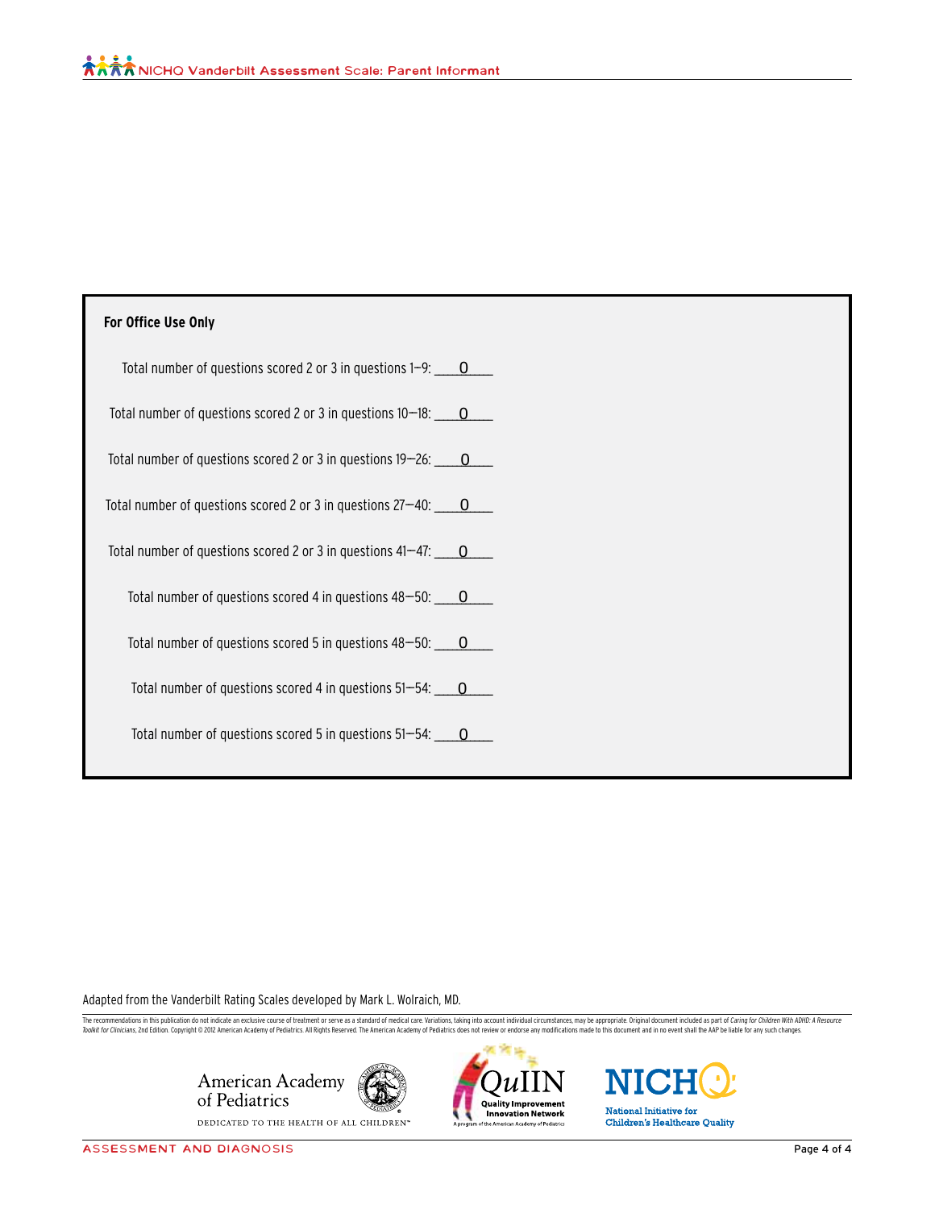**For Office Use Only**

Total number of questions scored 2 or 3 in questions 1–9: 0

Total number of questions scored 2 or 3 in questions 10–18: 0

Total number of questions scored 2 or 3 in questions 19–26: 0

Total number of questions scored 2 or 3 in questions 27–40: 0

Total number of questions scored 2 or 3 in questions 41–47: 0

Total number of questions scored 4 in questions 48–50: 0

Total number of questions scored 5 in questions 48–50: 0

Total number of questions scored 4 in questions 51–54: 0

Total number of questions scored 5 in questions 51–54: 0

Adapted from the Vanderbilt Rating Scales developed by Mark L. Wolraich, MD.

The recommendations in this publication do not indicate an exclusive course of treatment or serve as a standard of medical care. Variations, taking into account individual circumstances, may be appropriate. Original document included as part of *Caring for Children With ADHD: A Resource Toolkit for Clinicians*, 2nd Edition. Copyright © 2012 American Academy of Pediatrics. All Rights Reserved. The American Academy of Pediatrics does not review or endorse any modifications made to this document and in no event shall the AAP be liable for any such changes.

American Academy of Pediatrics
DEDICATED TO THE HEALTH OF ALL CHILDREN™

QuIIN Quality Improvement Innovation Network
A program of the American Academy of Pediatrics

NICHQ National Initiative for Children's Healthcare Quality